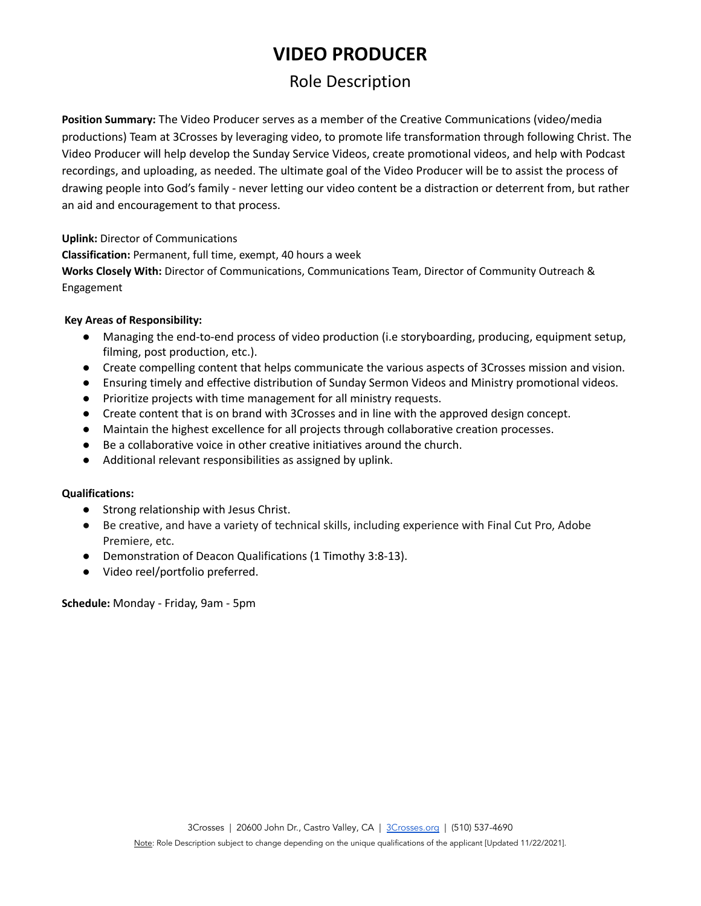# VIDEO PRODUCER

## Role Description

**Position Summary:** The Video Producer serves as a member of the Creative Communications (video/media productions) Team at 3Crosses by leveraging video, to promote life transformation through following Christ. The Video Producer will help develop the Sunday Service Videos, create promotional videos, and help with Podcast recordings, and uploading, as needed. The ultimate goal of the Video Producer will be to assist the process of drawing people into God's family - never letting our video content be a distraction or deterrent from, but rather an aid and encouragement to that process.

**Uplink:** Director of Communications
**Classification:** Permanent, full time, exempt, 40 hours a week
**Works Closely With:** Director of Communications, Communications Team, Director of Community Outreach & Engagement

**Key Areas of Responsibility:**

- Managing the end-to-end process of video production (i.e storyboarding, producing, equipment setup, filming, post production, etc.).
- Create compelling content that helps communicate the various aspects of 3Crosses mission and vision.
- Ensuring timely and effective distribution of Sunday Sermon Videos and Ministry promotional videos.
- Prioritize projects with time management for all ministry requests.
- Create content that is on brand with 3Crosses and in line with the approved design concept.
- Maintain the highest excellence for all projects through collaborative creation processes.
- Be a collaborative voice in other creative initiatives around the church.
- Additional relevant responsibilities as assigned by uplink.

**Qualifications:**

- Strong relationship with Jesus Christ.
- Be creative, and have a variety of technical skills, including experience with Final Cut Pro, Adobe Premiere, etc.
- Demonstration of Deacon Qualifications (1 Timothy 3:8-13).
- Video reel/portfolio preferred.

**Schedule:** Monday - Friday, 9am - 5pm

3Crosses | 20600 John Dr., Castro Valley, CA | 3Crosses.org | (510) 537-4690

Note: Role Description subject to change depending on the unique qualifications of the applicant [Updated 11/22/2021].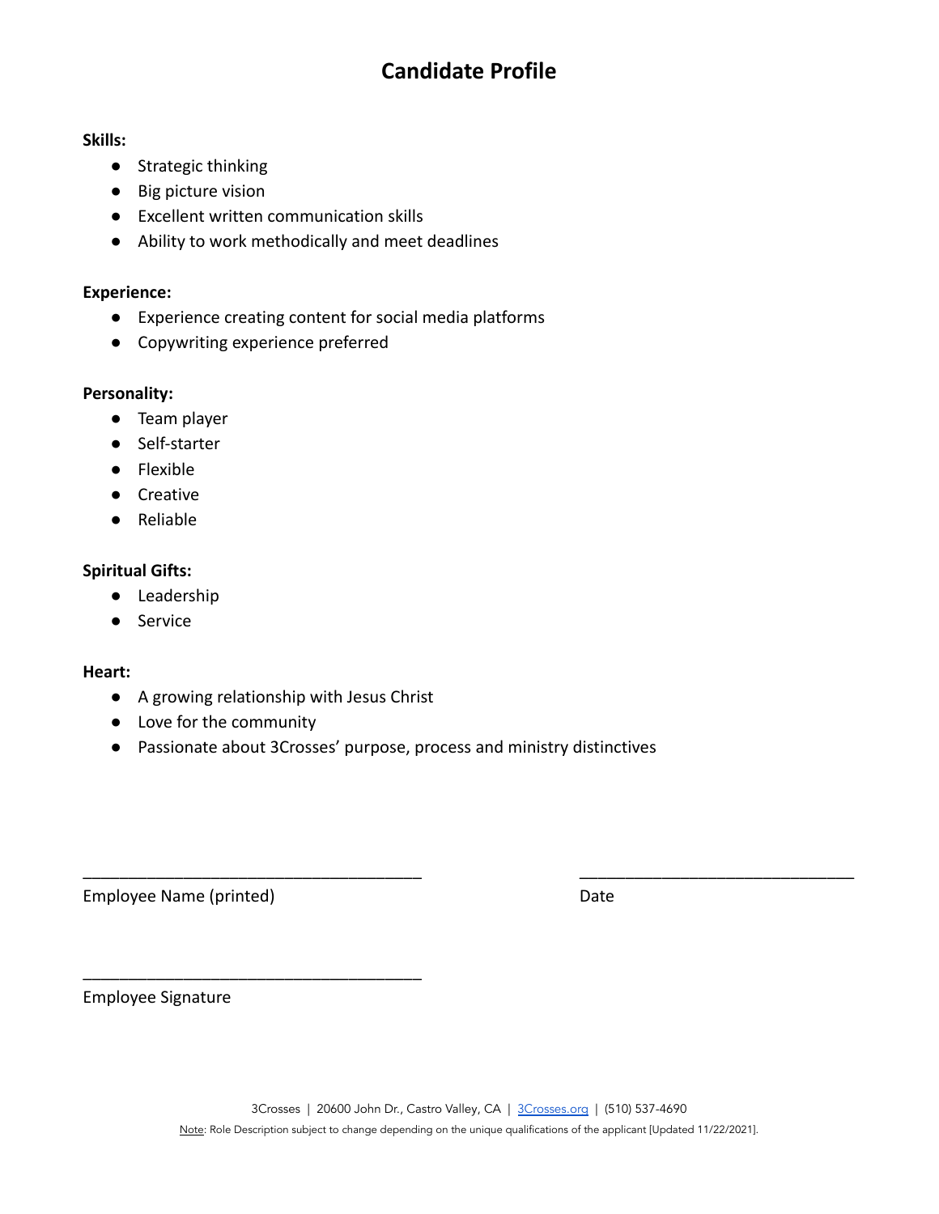# Candidate Profile

**Skills:**

- Strategic thinking
- Big picture vision
- Excellent written communication skills
- Ability to work methodically and meet deadlines

**Experience:**

- Experience creating content for social media platforms
- Copywriting experience preferred

**Personality:**

- Team player
- Self-starter
- Flexible
- Creative
- Reliable

**Spiritual Gifts:**

- Leadership
- Service

**Heart:**

- A growing relationship with Jesus Christ
- Love for the community
- Passionate about 3Crosses' purpose, process and ministry distinctives

\_\_\_\_\_\_\_\_\_\_\_\_\_\_\_\_\_\_\_\_\_\_\_\_\_\_\_\_\_\_\_\_\_\_\_\_\_\_\_\_
Employee Name (printed)

\_\_\_\_\_\_\_\_\_\_\_\_\_\_\_\_\_\_\_\_\_\_\_\_\_\_\_\_\_\_\_\_\_
Date

\_\_\_\_\_\_\_\_\_\_\_\_\_\_\_\_\_\_\_\_\_\_\_\_\_\_\_\_\_\_\_\_\_\_\_\_\_\_\_\_
Employee Signature

3Crosses | 20600 John Dr., Castro Valley, CA | 3Crosses.org | (510) 537-4690

Note: Role Description subject to change depending on the unique qualifications of the applicant [Updated 11/22/2021].